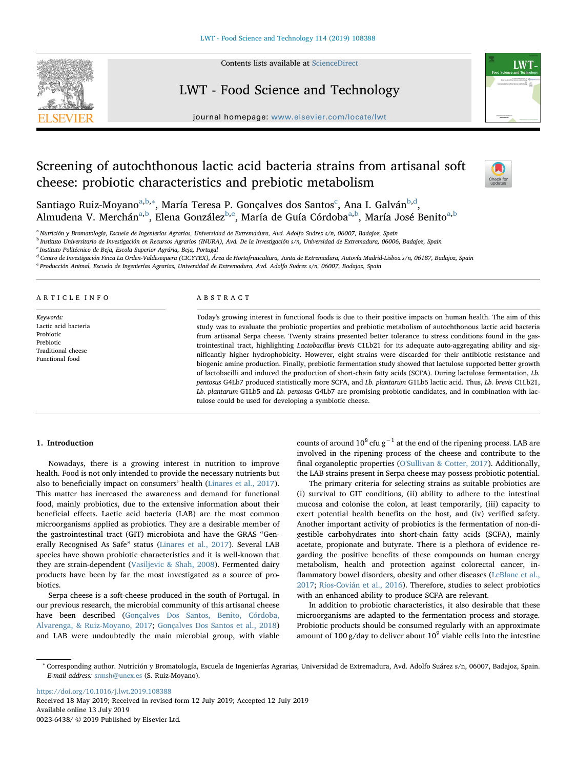# Screening of autochthonous lactic acid bacteria strains from artisanal soft cheese: probiotic characteristics and prebiotic metabolism

Santiago Ruiz-Moyano[a,b,*], María Teresa P. Gonçalves dos Santos[c], Ana I. Galván[b,d], Almudena V. Merchán[a,b], Elena González[b,e], María de Guía Córdoba[a,b], María José Benito[a,b]

[a] Nutrición y Bromatología, Escuela de Ingenierías Agrarias, Universidad de Extremadura, Avd. Adolfo Suárez s/n, 06007, Badajoz, Spain
[b] Instituto Universitario de Investigación en Recursos Agrarios (INURA), Avd. De la Investigación s/n, Universidad de Extremadura, 06006, Badajoz, Spain
[c] Instituto Politécnico de Beja, Escola Superior Agrária, Beja, Portugal
[d] Centro de Investigación Finca La Orden-Valdesequera (CICYTEX), Área de Hortofruticultura, Junta de Extremadura, Autovía Madrid-Lisboa s/n, 06187, Badajoz, Spain
[e] Producción Animal, Escuela de Ingenierías Agrarias, Universidad de Extremadura, Avd. Adolfo Suárez s/n, 06007, Badajoz, Spain

## ARTICLE INFO

*Keywords:*
Lactic acid bacteria
Probiotic
Prebiotic
Traditional cheese
Functional food

## ABSTRACT

Today's growing interest in functional foods is due to their positive impacts on human health. The aim of this study was to evaluate the probiotic properties and prebiotic metabolism of autochthonous lactic acid bacteria from artisanal Serpa cheese. Twenty strains presented better tolerance to stress conditions found in the gastrointestinal tract, highlighting *Lactobacillus brevis* C1Lb21 for its adequate auto-aggregating ability and significantly higher hydrophobicity. However, eight strains were discarded for their antibiotic resistance and biogenic amine production. Finally, prebiotic fermentation study showed that lactulose supported better growth of lactobacilli and induced the production of short-chain fatty acids (SCFA). During lactulose fermentation, *Lb. pentosus* G4Lb7 produced statistically more SCFA, and *Lb. plantarum* G1Lb5 lactic acid. Thus, *Lb. brevis* C1Lb21, *Lb. plantarum* G1Lb5 and *Lb. pentosus* G4Lb7 are promising probiotic candidates, and in combination with lactulose could be used for developing a symbiotic cheese.

## 1. Introduction

Nowadays, there is a growing interest in nutrition to improve health. Food is not only intended to provide the necessary nutrients but also to beneficially impact on consumers' health (Linares et al., 2017). This matter has increased the awareness and demand for functional food, mainly probiotics, due to the extensive information about their beneficial effects. Lactic acid bacteria (LAB) are the most common microorganisms applied as probiotics. They are a desirable member of the gastrointestinal tract (GIT) microbiota and have the GRAS "Generally Recognised As Safe" status (Linares et al., 2017). Several LAB species have shown probiotic characteristics and it is well-known that they are strain-dependent (Vasiljevic & Shah, 2008). Fermented dairy products have been by far the most investigated as a source of probiotics.

Serpa cheese is a soft-cheese produced in the south of Portugal. In our previous research, the microbial community of this artisanal cheese have been described (Gonçalves Dos Santos, Benito, Córdoba, Alvarenga, & Ruiz-Moyano, 2017; Gonçalves Dos Santos et al., 2018) and LAB were undoubtedly the main microbial group, with viable counts of around $10^8$ cfu $g^{-1}$ at the end of the ripening process. LAB are involved in the ripening process of the cheese and contribute to the final organoleptic properties (O'Sullivan & Cotter, 2017). Additionally, the LAB strains present in Serpa cheese may possess probiotic potential.

The primary criteria for selecting strains as suitable probiotics are (i) survival to GIT conditions, (ii) ability to adhere to the intestinal mucosa and colonise the colon, at least temporarily, (iii) capacity to exert potential health benefits on the host, and (iv) verified safety. Another important activity of probiotics is the fermentation of non-digestible carbohydrates into short-chain fatty acids (SCFA), mainly acetate, propionate and butyrate. There is a plethora of evidence regarding the positive benefits of these compounds on human energy metabolism, health and protection against colorectal cancer, inflammatory bowel disorders, obesity and other diseases (LeBlanc et al., 2017; Ríos-Covián et al., 2016). Therefore, studies to select probiotics with an enhanced ability to produce SCFA are relevant.

In addition to probiotic characteristics, it also desirable that these microorganisms are adapted to the fermentation process and storage. Probiotic products should be consumed regularly with an approximate amount of 100 g/day to deliver about $10^9$ viable cells into the intestine

* Corresponding author. Nutrición y Bromatología, Escuela de Ingenierías Agrarias, Universidad de Extremadura, Avd. Adolfo Suárez s/n, 06007, Badajoz, Spain.
*E-mail address:* srmsh@unex.es (S. Ruiz-Moyano).

https://doi.org/10.1016/j.lwt.2019.108388
Received 18 May 2019; Received in revised form 12 July 2019; Accepted 12 July 2019
Available online 13 July 2019
0023-6438/ © 2019 Published by Elsevier Ltd.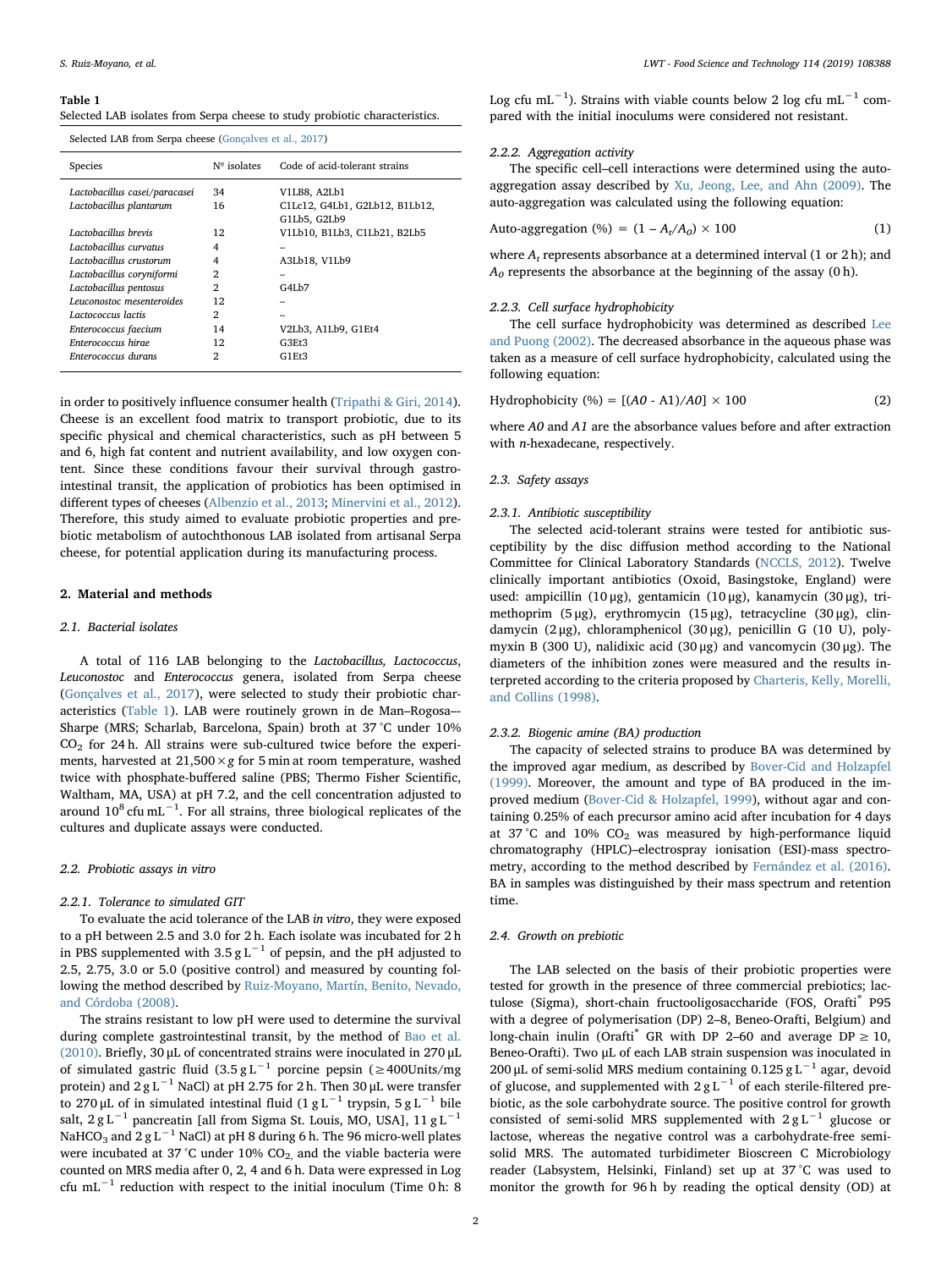**Table 1**
Selected LAB isolates from Serpa cheese to study probiotic characteristics.

| Selected LAB from Serpa cheese (Gonçalves et al., 2017) | | |
|---|---|---|
| Species | Nº isolates | Code of acid-tolerant strains |
| *Lactobacillus casei/paracasei* | 34 | V1LB8, A2Lb1 |
| *Lactobacillus plantarum* | 16 | C1Lc12, G4Lb1, G2Lb12, B1Lb12, G1Lb5, G2Lb9 |
| *Lactobacillus brevis* | 12 | V1Lb10, B1Lb3, C1Lb21, B2Lb5 |
| *Lactobacillus curvatus* | 4 | – |
| *Lactobacillus crustorum* | 4 | A3Lb18, V1Lb9 |
| *Lactobacillus coryniformi* | 2 | – |
| *Lactobacillus pentosus* | 2 | G4Lb7 |
| *Leuconostoc mesenteroides* | 12 | – |
| *Lactococcus lactis* | 2 | – |
| *Enterococcus faecium* | 14 | V2Lb3, A1Lb9, G1Et4 |
| *Enterococcus hirae* | 12 | G3Et3 |
| *Enterococcus durans* | 2 | G1Et3 |

in order to positively influence consumer health (Tripathi & Giri, 2014). Cheese is an excellent food matrix to transport probiotic, due to its specific physical and chemical characteristics, such as pH between 5 and 6, high fat content and nutrient availability, and low oxygen content. Since these conditions favour their survival through gastrointestinal transit, the application of probiotics has been optimised in different types of cheeses (Albenzio et al., 2013; Minervini et al., 2012). Therefore, this study aimed to evaluate probiotic properties and prebiotic metabolism of autochthonous LAB isolated from artisanal Serpa cheese, for potential application during its manufacturing process.

## 2. Material and methods

### 2.1. Bacterial isolates

A total of 116 LAB belonging to the *Lactobacillus, Lactococcus*, *Leuconostoc* and *Enterococcus* genera, isolated from Serpa cheese (Gonçalves et al., 2017), were selected to study their probiotic characteristics (Table 1). LAB were routinely grown in de Man–Rogosa–-Sharpe (MRS; Scharlab, Barcelona, Spain) broth at 37 °C under 10% $CO_2$ for 24 h. All strains were sub-cultured twice before the experiments, harvested at 21,500 × *g* for 5 min at room temperature, washed twice with phosphate-buffered saline (PBS; Thermo Fisher Scientific, Waltham, MA, USA) at pH 7.2, and the cell concentration adjusted to around $10^8$ cfu mL$^{-1}$. For all strains, three biological replicates of the cultures and duplicate assays were conducted.

### 2.2. Probiotic assays in vitro

#### 2.2.1. Tolerance to simulated GIT

To evaluate the acid tolerance of the LAB *in vitro*, they were exposed to a pH between 2.5 and 3.0 for 2 h. Each isolate was incubated for 2 h in PBS supplemented with 3.5 g L$^{-1}$ of pepsin, and the pH adjusted to 2.5, 2.75, 3.0 or 5.0 (positive control) and measured by counting following the method described by Ruiz-Moyano, Martín, Benito, Nevado, and Córdoba (2008).

The strains resistant to low pH were used to determine the survival during complete gastrointestinal transit, by the method of Bao et al. (2010). Briefly, 30 μL of concentrated strains were inoculated in 270 μL of simulated gastric fluid (3.5 g L$^{-1}$ porcine pepsin (≥400Units/mg protein) and 2 g L$^{-1}$ NaCl) at pH 2.75 for 2 h. Then 30 μL were transfer to 270 μL of in simulated intestinal fluid (1 g L$^{-1}$ trypsin, 5 g L$^{-1}$ bile salt, 2 g L$^{-1}$ pancreatin [all from Sigma St. Louis, MO, USA], 11 g L$^{-1}$ $NaHCO_3$ and 2 g L$^{-1}$ NaCl) at pH 8 during 6 h. The 96 micro-well plates were incubated at 37 °C under 10% $CO_2$, and the viable bacteria were counted on MRS media after 0, 2, 4 and 6 h. Data were expressed in Log cfu mL$^{-1}$ reduction with respect to the initial inoculum (Time 0 h: 8 Log cfu mL$^{-1}$). Strains with viable counts below 2 log cfu mL$^{-1}$ compared with the initial inoculums were considered not resistant.

#### 2.2.2. Aggregation activity

The specific cell–cell interactions were determined using the auto-aggregation assay described by Xu, Jeong, Lee, and Ahn (2009). The auto-aggregation was calculated using the following equation:

$$\text{Auto-aggregation (\%)} = (1 - A_t/A_0) \times 100 \tag{1}$$

where $A_t$ represents absorbance at a determined interval (1 or 2 h); and $A_0$ represents the absorbance at the beginning of the assay (0 h).

#### 2.2.3. Cell surface hydrophobicity

The cell surface hydrophobicity was determined as described Lee and Puong (2002). The decreased absorbance in the aqueous phase was taken as a measure of cell surface hydrophobicity, calculated using the following equation:

$$\text{Hydrophobicity (\%)} = [(A0 - A1)/A0] \times 100 \tag{2}$$

where *A0* and *A1* are the absorbance values before and after extraction with *n*-hexadecane, respectively.

### 2.3. Safety assays

#### 2.3.1. Antibiotic susceptibility

The selected acid-tolerant strains were tested for antibiotic susceptibility by the disc diffusion method according to the National Committee for Clinical Laboratory Standards (NCCLS, 2012). Twelve clinically important antibiotics (Oxoid, Basingstoke, England) were used: ampicillin (10 μg), gentamicin (10 μg), kanamycin (30 μg), trimethoprim (5 μg), erythromycin (15 μg), tetracycline (30 μg), clindamycin (2 μg), chloramphenicol (30 μg), penicillin G (10 U), polymyxin B (300 U), nalidixic acid (30 μg) and vancomycin (30 μg). The diameters of the inhibition zones were measured and the results interpreted according to the criteria proposed by Charteris, Kelly, Morelli, and Collins (1998).

#### 2.3.2. Biogenic amine (BA) production

The capacity of selected strains to produce BA was determined by the improved agar medium, as described by Bover-Cid and Holzapfel (1999). Moreover, the amount and type of BA produced in the improved medium (Bover-Cid & Holzapfel, 1999), without agar and containing 0.25% of each precursor amino acid after incubation for 4 days at 37 °C and 10% $CO_2$ was measured by high-performance liquid chromatography (HPLC)–electrospray ionisation (ESI)-mass spectrometry, according to the method described by Fernández et al. (2016). BA in samples was distinguished by their mass spectrum and retention time.

### 2.4. Growth on prebiotic

The LAB selected on the basis of their probiotic properties were tested for growth in the presence of three commercial prebiotics; lactulose (Sigma), short-chain fructooligosaccharide (FOS, Orafti® P95 with a degree of polymerisation (DP) 2–8, Beneo-Orafti, Belgium) and long-chain inulin (Orafti® GR with DP 2–60 and average DP ≥ 10, Beneo-Orafti). Two μL of each LAB strain suspension was inoculated in 200 μL of semi-solid MRS medium containing 0.125 g L$^{-1}$ agar, devoid of glucose, and supplemented with 2 g L$^{-1}$ of each sterile-filtered prebiotic, as the sole carbohydrate source. The positive control for growth consisted of semi-solid MRS supplemented with 2 g L$^{-1}$ glucose or lactose, whereas the negative control was a carbohydrate-free semi-solid MRS. The automated turbidimeter Bioscreen C Microbiology reader (Labsystem, Helsinki, Finland) set up at 37 °C was used to monitor the growth for 96 h by reading the optical density (OD) at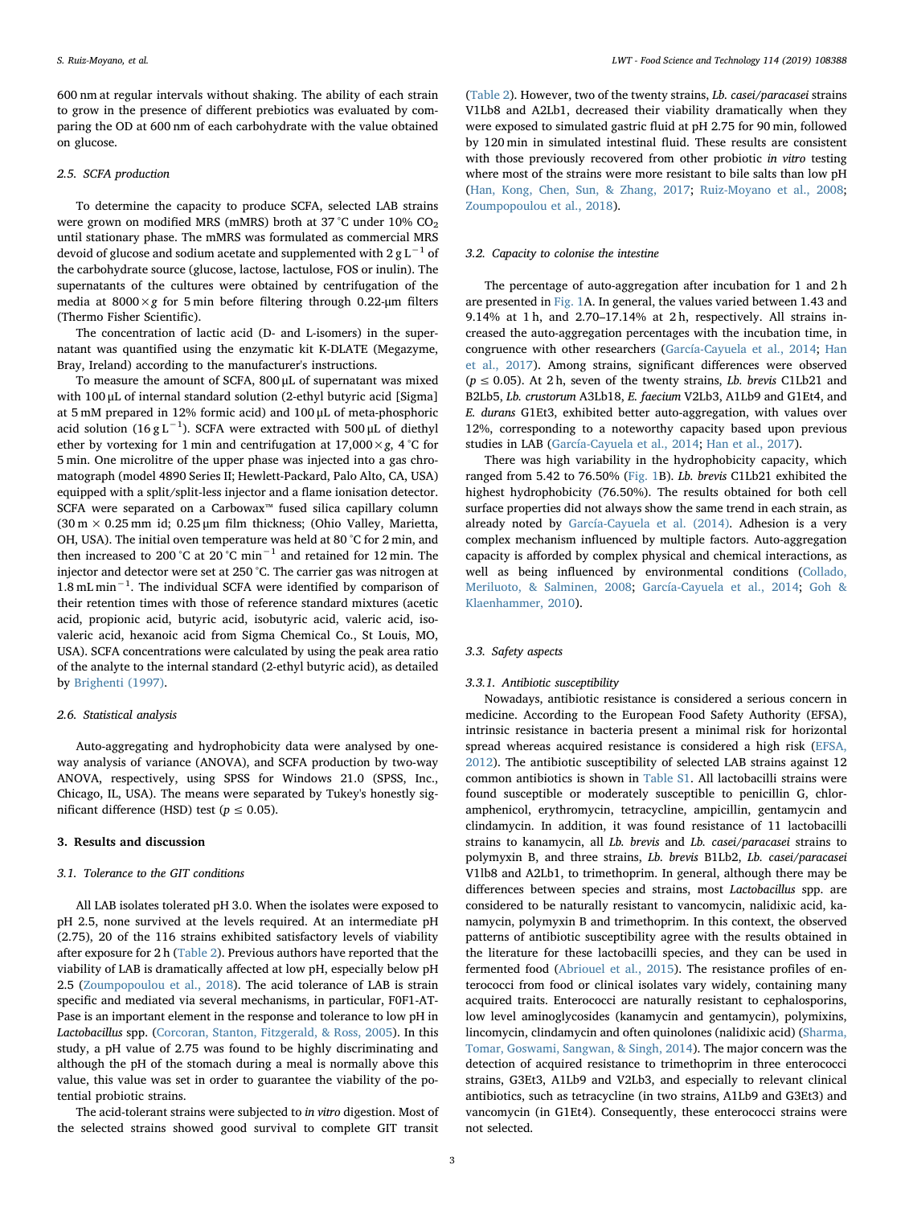600 nm at regular intervals without shaking. The ability of each strain to grow in the presence of different prebiotics was evaluated by comparing the OD at 600 nm of each carbohydrate with the value obtained on glucose.

### 2.5. SCFA production

To determine the capacity to produce SCFA, selected LAB strains were grown on modified MRS (mMRS) broth at 37 °C under 10% $CO_2$ until stationary phase. The mMRS was formulated as commercial MRS devoid of glucose and sodium acetate and supplemented with 2 g $L^{-1}$ of the carbohydrate source (glucose, lactose, lactulose, FOS or inulin). The supernatants of the cultures were obtained by centrifugation of the media at 8000 × *g* for 5 min before filtering through 0.22-μm filters (Thermo Fisher Scientific).

The concentration of lactic acid (D- and L-isomers) in the supernatant was quantified using the enzymatic kit K-DLATE (Megazyme, Bray, Ireland) according to the manufacturer's instructions.

To measure the amount of SCFA, 800 μL of supernatant was mixed with 100 μL of internal standard solution (2-ethyl butyric acid [Sigma] at 5 mM prepared in 12% formic acid) and 100 μL of meta-phosphoric acid solution (16 g $L^{-1}$). SCFA were extracted with 500 μL of diethyl ether by vortexing for 1 min and centrifugation at 17,000 × *g*, 4 °C for 5 min. One microlitre of the upper phase was injected into a gas chromatograph (model 4890 Series II; Hewlett-Packard, Palo Alto, CA, USA) equipped with a split/split-less injector and a flame ionisation detector. SCFA were separated on a Carbowax™ fused silica capillary column (30 m × 0.25 mm id; 0.25 μm film thickness; (Ohio Valley, Marietta, OH, USA). The initial oven temperature was held at 80 °C for 2 min, and then increased to 200 °C at 20 °C $min^{-1}$ and retained for 12 min. The injector and detector were set at 250 °C. The carrier gas was nitrogen at 1.8 mL $min^{-1}$. The individual SCFA were identified by comparison of their retention times with those of reference standard mixtures (acetic acid, propionic acid, butyric acid, isobutyric acid, valeric acid, isovaleric acid, hexanoic acid from Sigma Chemical Co., St Louis, MO, USA). SCFA concentrations were calculated by using the peak area ratio of the analyte to the internal standard (2-ethyl butyric acid), as detailed by Brighenti (1997).

### 2.6. Statistical analysis

Auto-aggregating and hydrophobicity data were analysed by one-way analysis of variance (ANOVA), and SCFA production by two-way ANOVA, respectively, using SPSS for Windows 21.0 (SPSS, Inc., Chicago, IL, USA). The means were separated by Tukey's honestly significant difference (HSD) test ($p \leq 0.05$).

## 3. Results and discussion

### 3.1. Tolerance to the GIT conditions

All LAB isolates tolerated pH 3.0. When the isolates were exposed to pH 2.5, none survived at the levels required. At an intermediate pH (2.75), 20 of the 116 strains exhibited satisfactory levels of viability after exposure for 2 h (Table 2). Previous authors have reported that the viability of LAB is dramatically affected at low pH, especially below pH 2.5 (Zoumpopoulou et al., 2018). The acid tolerance of LAB is strain specific and mediated via several mechanisms, in particular, F0F1-ATPase is an important element in the response and tolerance to low pH in *Lactobacillus* spp. (Corcoran, Stanton, Fitzgerald, & Ross, 2005). In this study, a pH value of 2.75 was found to be highly discriminating and although the pH of the stomach during a meal is normally above this value, this value was set in order to guarantee the viability of the potential probiotic strains.

The acid-tolerant strains were subjected to *in vitro* digestion. Most of the selected strains showed good survival to complete GIT transit (Table 2). However, two of the twenty strains, *Lb. casei/paracasei* strains V1Lb8 and A2Lb1, decreased their viability dramatically when they were exposed to simulated gastric fluid at pH 2.75 for 90 min, followed by 120 min in simulated intestinal fluid. These results are consistent with those previously recovered from other probiotic *in vitro* testing where most of the strains were more resistant to bile salts than low pH (Han, Kong, Chen, Sun, & Zhang, 2017; Ruiz-Moyano et al., 2008; Zoumpopoulou et al., 2018).

### 3.2. Capacity to colonise the intestine

The percentage of auto-aggregation after incubation for 1 and 2 h are presented in Fig. 1A. In general, the values varied between 1.43 and 9.14% at 1 h, and 2.70–17.14% at 2 h, respectively. All strains increased the auto-aggregation percentages with the incubation time, in congruence with other researchers (García-Cayuela et al., 2014; Han et al., 2017). Among strains, significant differences were observed ($p \leq 0.05$). At 2 h, seven of the twenty strains, *Lb. brevis* C1Lb21 and B2Lb5, *Lb. crustorum* A3Lb18, *E. faecium* V2Lb3, A1Lb9 and G1Et4, and *E. durans* G1Et3, exhibited better auto-aggregation, with values over 12%, corresponding to a noteworthy capacity based upon previous studies in LAB (García-Cayuela et al., 2014; Han et al., 2017).

There was high variability in the hydrophobicity capacity, which ranged from 5.42 to 76.50% (Fig. 1B). *Lb. brevis* C1Lb21 exhibited the highest hydrophobicity (76.50%). The results obtained for both cell surface properties did not always show the same trend in each strain, as already noted by García-Cayuela et al. (2014). Adhesion is a very complex mechanism influenced by multiple factors. Auto-aggregation capacity is afforded by complex physical and chemical interactions, as well as being influenced by environmental conditions (Collado, Meriluoto, & Salminen, 2008; García-Cayuela et al., 2014; Goh & Klaenhammer, 2010).

### 3.3. Safety aspects

#### 3.3.1. Antibiotic susceptibility

Nowadays, antibiotic resistance is considered a serious concern in medicine. According to the European Food Safety Authority (EFSA), intrinsic resistance in bacteria present a minimal risk for horizontal spread whereas acquired resistance is considered a high risk (EFSA, 2012). The antibiotic susceptibility of selected LAB strains against 12 common antibiotics is shown in Table S1. All lactobacilli strains were found susceptible or moderately susceptible to penicillin G, chloramphenicol, erythromycin, tetracycline, ampicillin, gentamycin and clindamycin. In addition, it was found resistance of 11 lactobacilli strains to kanamycin, all *Lb. brevis* and *Lb. casei/paracasei* strains to polymyxin B, and three strains, *Lb. brevis* B1Lb2, *Lb. casei/paracasei* V1lb8 and A2Lb1, to trimethoprim. In general, although there may be differences between species and strains, most *Lactobacillus* spp. are considered to be naturally resistant to vancomycin, nalidixic acid, kanamycin, polymyxin B and trimethoprim. In this context, the observed patterns of antibiotic susceptibility agree with the results obtained in the literature for these lactobacilli species, and they can be used in fermented food (Abriouel et al., 2015). The resistance profiles of enterococci from food or clinical isolates vary widely, containing many acquired traits. Enterococci are naturally resistant to cephalosporins, low level aminoglycosides (kanamycin and gentamycin), polymixins, lincomycin, clindamycin and often quinolones (nalidixic acid) (Sharma, Tomar, Goswami, Sangwan, & Singh, 2014). The major concern was the detection of acquired resistance to trimethoprim in three enterococci strains, G3Et3, A1Lb9 and V2Lb3, and especially to relevant clinical antibiotics, such as tetracycline (in two strains, A1Lb9 and G3Et3) and vancomycin (in G1Et4). Consequently, these enterococci strains were not selected.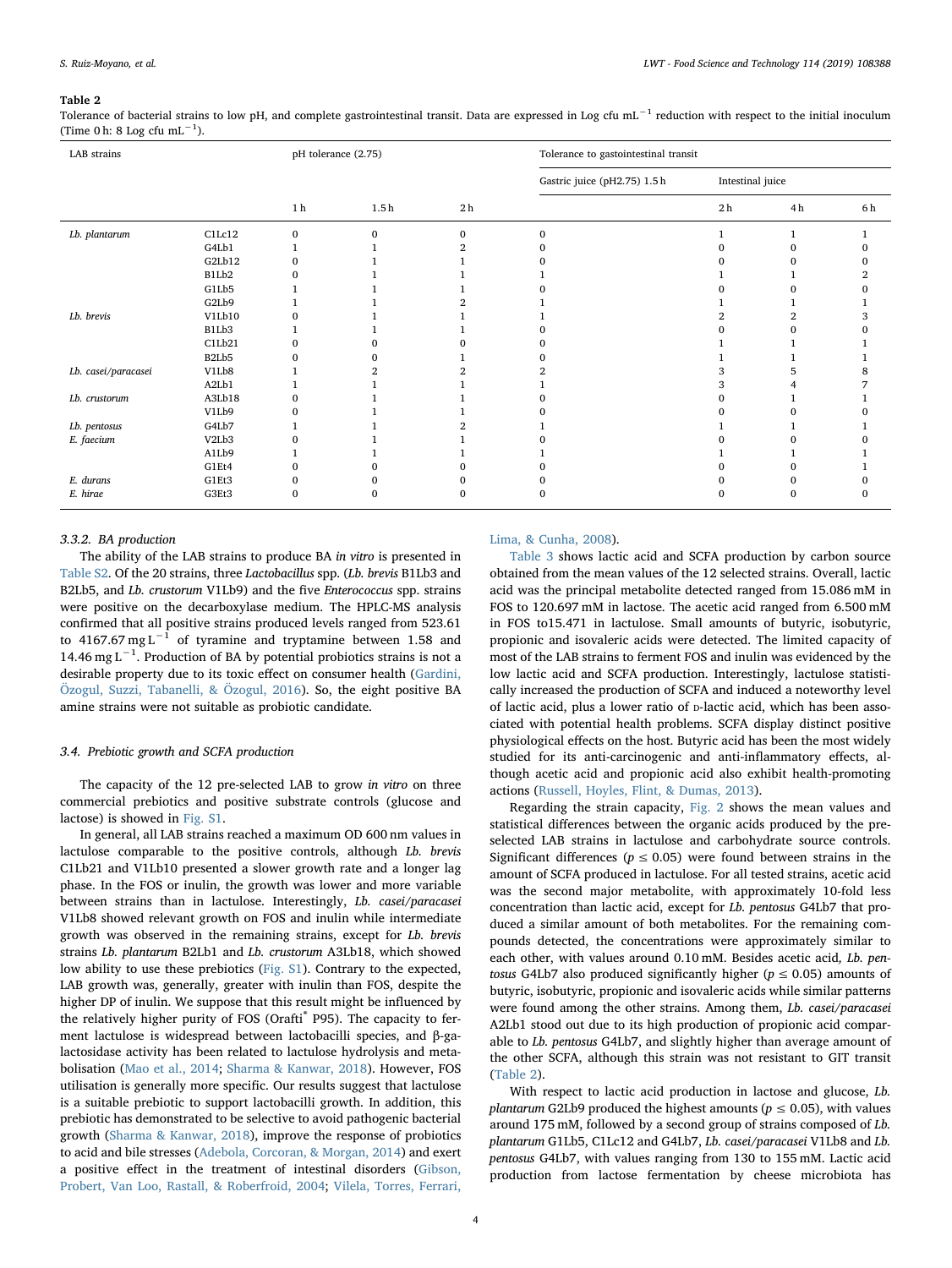**Table 2**
Tolerance of bacterial strains to low pH, and complete gastrointestinal transit. Data are expressed in Log cfu mL$^{-1}$ reduction with respect to the initial inoculum (Time 0 h: 8 Log cfu mL$^{-1}$).

| LAB strains | | pH tolerance (2.75) | | | Tolerance to gastointestinal transit | | | |
|---|---|---|---|---|---|---|---|---|
| | | | | | Gastric juice (pH2.75) 1.5 h | Intestinal juice | | |
| | | 1 h | 1.5 h | 2 h | | 2 h | 4 h | 6 h |
| *Lb. plantarum* | C1Lc12 | 0 | 0 | 0 | 0 | 1 | 1 | 1 |
| | G4Lb1 | 1 | 1 | 2 | 0 | 0 | 0 | 0 |
| | G2Lb12 | 0 | 1 | 1 | 0 | 0 | 0 | 0 |
| | B1Lb2 | 0 | 1 | 1 | 1 | 1 | 1 | 2 |
| | G1Lb5 | 1 | 1 | 1 | 0 | 0 | 0 | 0 |
| | G2Lb9 | 1 | 1 | 2 | 1 | 1 | 1 | 1 |
| *Lb. brevis* | V1Lb10 | 0 | 1 | 1 | 1 | 2 | 2 | 3 |
| | B1Lb3 | 1 | 1 | 1 | 0 | 0 | 0 | 0 |
| | C1Lb21 | 0 | 0 | 0 | 0 | 1 | 1 | 1 |
| | B2Lb5 | 0 | 0 | 1 | 0 | 1 | 1 | 1 |
| *Lb. casei/paracasei* | V1Lb8 | 1 | 2 | 2 | 2 | 3 | 5 | 8 |
| | A2Lb1 | 1 | 1 | 1 | 1 | 3 | 4 | 7 |
| *Lb. crustorum* | A3Lb18 | 0 | 1 | 1 | 0 | 0 | 1 | 1 |
| | V1Lb9 | 0 | 1 | 1 | 0 | 0 | 0 | 0 |
| *Lb. pentosus* | G4Lb7 | 1 | 1 | 2 | 1 | 1 | 1 | 1 |
| *E. faecium* | V2Lb3 | 0 | 1 | 1 | 0 | 0 | 0 | 0 |
| | A1Lb9 | 1 | 1 | 1 | 1 | 1 | 1 | 1 |
| | G1Et4 | 0 | 0 | 0 | 0 | 0 | 0 | 1 |
| *E. durans* | G1Et3 | 0 | 0 | 0 | 0 | 0 | 0 | 0 |
| *E. hirae* | G3Et3 | 0 | 0 | 0 | 0 | 0 | 0 | 0 |

### 3.3.2. BA production

The ability of the LAB strains to produce BA *in vitro* is presented in Table S2. Of the 20 strains, three *Lactobacillus* spp. (*Lb. brevis* B1Lb3 and B2Lb5, and *Lb. crustorum* V1Lb9) and the five *Enterococcus* spp. strains were positive on the decarboxylase medium. The HPLC-MS analysis confirmed that all positive strains produced levels ranged from 523.61 to 4167.67 mg L$^{-1}$ of tyramine and tryptamine between 1.58 and 14.46 mg L$^{-1}$. Production of BA by potential probiotics strains is not a desirable property due to its toxic effect on consumer health (Gardini, Özogul, Suzzi, Tabanelli, & Özogul, 2016). So, the eight positive BA amine strains were not suitable as probiotic candidate.

## 3.4. Prebiotic growth and SCFA production

The capacity of the 12 pre-selected LAB to grow *in vitro* on three commercial prebiotics and positive substrate controls (glucose and lactose) is showed in Fig. S1.

In general, all LAB strains reached a maximum OD 600 nm values in lactulose comparable to the positive controls, although *Lb. brevis* C1Lb21 and V1Lb10 presented a slower growth rate and a longer lag phase. In the FOS or inulin, the growth was lower and more variable between strains than in lactulose. Interestingly, *Lb. casei/paracasei* V1Lb8 showed relevant growth on FOS and inulin while intermediate growth was observed in the remaining strains, except for *Lb. brevis* strains *Lb. plantarum* B2Lb1 and *Lb. crustorum* A3Lb18, which showed low ability to use these prebiotics (Fig. S1). Contrary to the expected, LAB growth was, generally, greater with inulin than FOS, despite the higher DP of inulin. We suppose that this result might be influenced by the relatively higher purity of FOS (Orafti® P95). The capacity to ferment lactulose is widespread between lactobacilli species, and β-galactosidase activity has been related to lactulose hydrolysis and metabolisation (Mao et al., 2014; Sharma & Kanwar, 2018). However, FOS utilisation is generally more specific. Our results suggest that lactulose is a suitable prebiotic to support lactobacilli growth. In addition, this prebiotic has demonstrated to be selective to avoid pathogenic bacterial growth (Sharma & Kanwar, 2018), improve the response of probiotics to acid and bile stresses (Adebola, Corcoran, & Morgan, 2014) and exert a positive effect in the treatment of intestinal disorders (Gibson, Probert, Van Loo, Rastall, & Roberfroid, 2004; Vilela, Torres, Ferrari, Lima, & Cunha, 2008).

Table 3 shows lactic acid and SCFA production by carbon source obtained from the mean values of the 12 selected strains. Overall, lactic acid was the principal metabolite detected ranged from 15.086 mM in FOS to 120.697 mM in lactose. The acetic acid ranged from 6.500 mM in FOS to15.471 in lactulose. Small amounts of butyric, isobutyric, propionic and isovaleric acids were detected. The limited capacity of most of the LAB strains to ferment FOS and inulin was evidenced by the low lactic acid and SCFA production. Interestingly, lactulose statistically increased the production of SCFA and induced a noteworthy level of lactic acid, plus a lower ratio of D-lactic acid, which has been associated with potential health problems. SCFA display distinct positive physiological effects on the host. Butyric acid has been the most widely studied for its anti-carcinogenic and anti-inflammatory effects, although acetic acid and propionic acid also exhibit health-promoting actions (Russell, Hoyles, Flint, & Dumas, 2013).

Regarding the strain capacity, Fig. 2 shows the mean values and statistical differences between the organic acids produced by the pre-selected LAB strains in lactulose and carbohydrate source controls. Significant differences ($p \leq 0.05$) were found between strains in the amount of SCFA produced in lactulose. For all tested strains, acetic acid was the second major metabolite, with approximately 10-fold less concentration than lactic acid, except for *Lb. pentosus* G4Lb7 that produced a similar amount of both metabolites. For the remaining compounds detected, the concentrations were approximately similar to each other, with values around 0.10 mM. Besides acetic acid, *Lb. pentosus* G4Lb7 also produced significantly higher ($p \leq 0.05$) amounts of butyric, isobutyric, propionic and isovaleric acids while similar patterns were found among the other strains. Among them, *Lb. casei/paracasei* A2Lb1 stood out due to its high production of propionic acid comparable to *Lb. pentosus* G4Lb7, and slightly higher than average amount of the other SCFA, although this strain was not resistant to GIT transit (Table 2).

With respect to lactic acid production in lactose and glucose, *Lb. plantarum* G2Lb9 produced the highest amounts ($p \leq 0.05$), with values around 175 mM, followed by a second group of strains composed of *Lb. plantarum* G1Lb5, C1Lc12 and G4Lb7, *Lb. casei/paracasei* V1Lb8 and *Lb. pentosus* G4Lb7, with values ranging from 130 to 155 mM. Lactic acid production from lactose fermentation by cheese microbiota has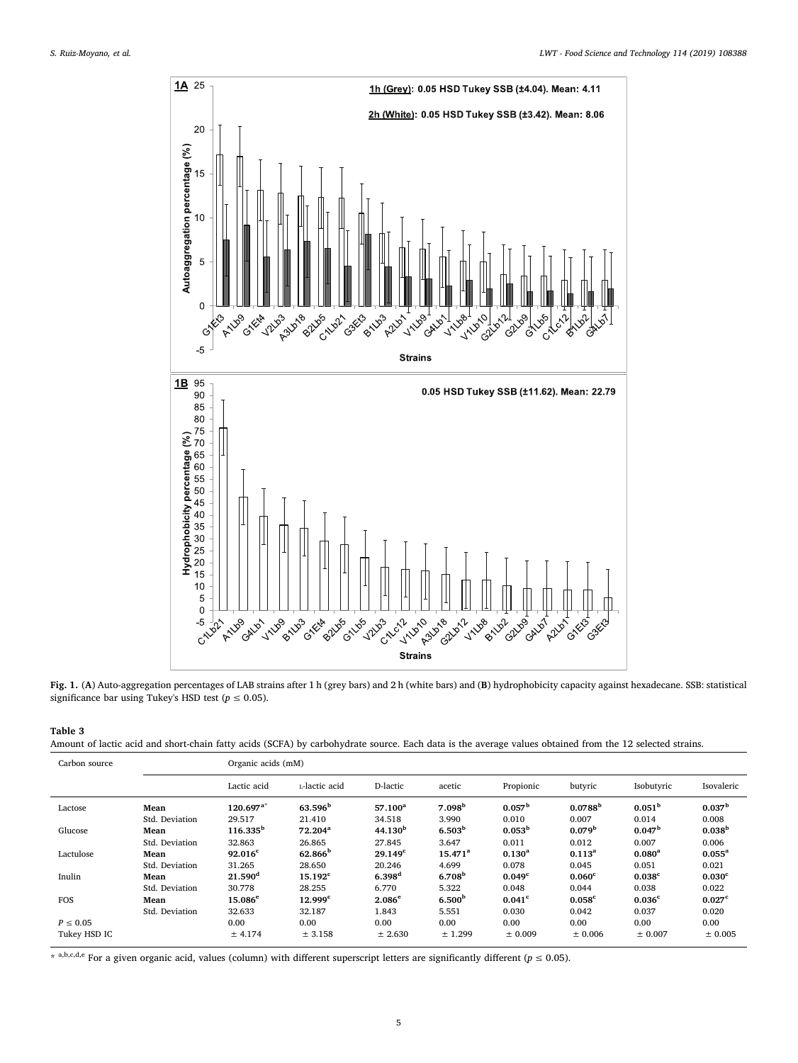**Fig. 1.** (**A**) Auto-aggregation percentages of LAB strains after 1 h (grey bars) and 2 h (white bars) and (**B**) hydrophobicity capacity against hexadecane. SSB: statistical significance bar using Tukey's HSD test ($p \leq 0.05$).

**Table 3**

Amount of lactic acid and short-chain fatty acids (SCFA) by carbohydrate source. Each data is the average values obtained from the 12 selected strains.

| Carbon source | | Organic acids (mM) | | | | | | | |
|---|---|---|---|---|---|---|---|---|---|
| | | Lactic acid | L-lactic acid | D-lactic | acetic | Propionic | butyric | Isobutyric | Isovaleric |
| Lactose | **Mean** | **120.697**[a*] | **63.596**[b] | **57.100**[a] | **7.098**[b] | **0.057**[b] | **0.0788**[b] | **0.051**[b] | **0.037**[b] |
| | Std. Deviation | 29.517 | 21.410 | 34.518 | 3.990 | 0.010 | 0.007 | 0.014 | 0.008 |
| Glucose | **Mean** | **116.335**[b] | **72.204**[a] | **44.130**[b] | **6.503**[b] | **0.053**[b] | **0.079**[b] | **0.047**[b] | **0.038**[b] |
| | Std. Deviation | 32.863 | 26.865 | 27.845 | 3.647 | 0.011 | 0.012 | 0.007 | 0.006 |
| Lactulose | **Mean** | **92.016**[c] | **62.866**[b] | **29.149**[c] | **15.471**[a] | **0.130**[a] | **0.113**[a] | **0.080**[a] | **0.055**[a] |
| | Std. Deviation | 31.265 | 28.650 | 20.246 | 4.699 | 0.078 | 0.045 | 0.051 | 0.021 |
| Inulin | **Mean** | **21.590**[d] | **15.192**[c] | **6.398**[d] | **6.708**[b] | **0.049**[c] | **0.060**[c] | **0.038**[c] | **0.030**[c] |
| | Std. Deviation | 30.778 | 28.255 | 6.770 | 5.322 | 0.048 | 0.044 | 0.038 | 0.022 |
| FOS | **Mean** | **15.086**[e] | **12.999**[c] | **2.086**[e] | **6.500**[b] | **0.041**[c] | **0.058**[c] | **0.036**[c] | **0.027**[c] |
| | Std. Deviation | 32.633 | 32.187 | 1.843 | 5.551 | 0.030 | 0.042 | 0.037 | 0.020 |
| $P \leq 0.05$ | | 0.00 | 0.00 | 0.00 | 0.00 | 0.00 | 0.00 | 0.00 | 0.00 |
| Tukey HSD IC | | ± 4.174 | ± 3.158 | ± 2.630 | ± 1.299 | ± 0.009 | ± 0.006 | ± 0.007 | ± 0.005 |

[*] [a,b,c,d,e] For a given organic acid, values (column) with different superscript letters are significantly different ($p \leq 0.05$).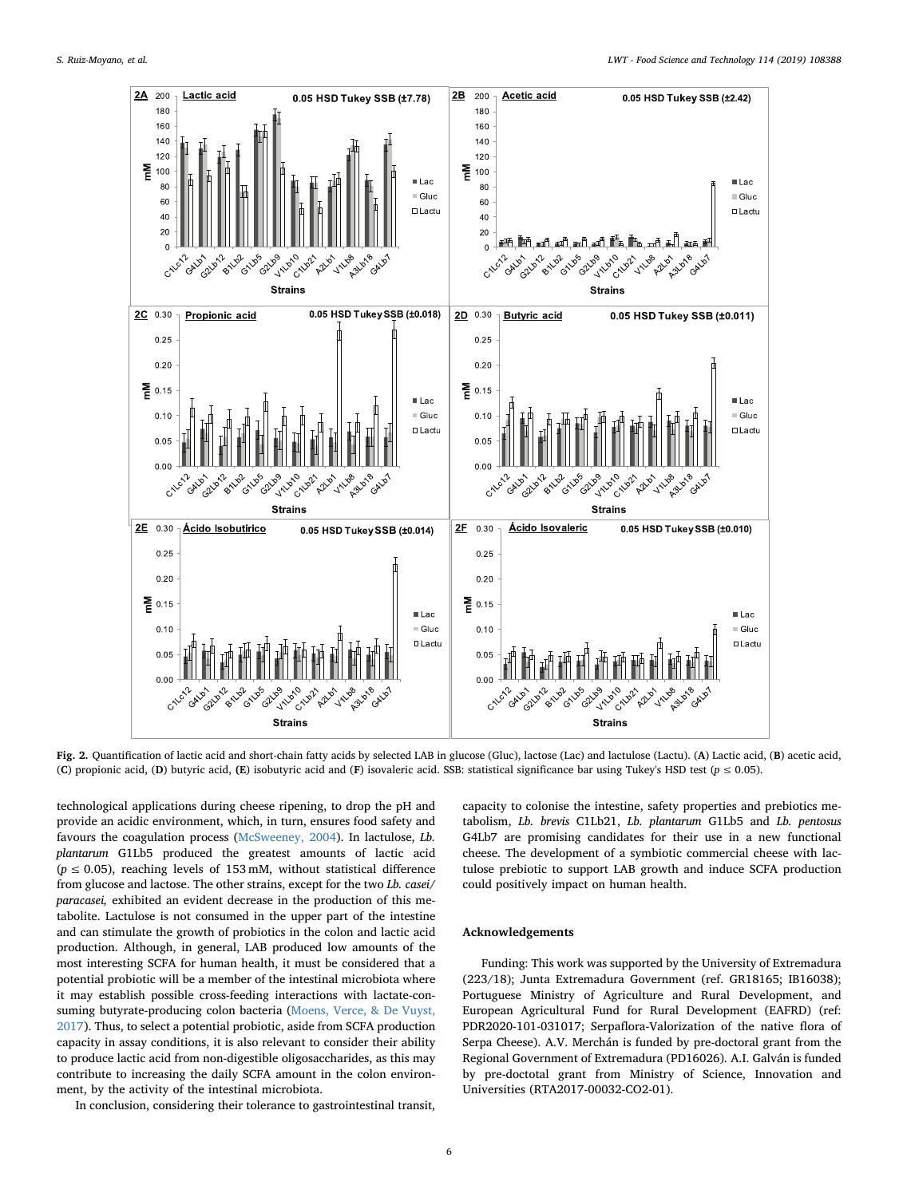Fig. 2. Quantification of lactic acid and short-chain fatty acids by selected LAB in glucose (Gluc), lactose (Lac) and lactulose (Lactu). (**A**) Lactic acid, (**B**) acetic acid, (**C**) propionic acid, (**D**) butyric acid, (**E**) isobutyric acid and (**F**) isovaleric acid. SSB: statistical significance bar using Tukey's HSD test ($p \leq 0.05$).

technological applications during cheese ripening, to drop the pH and provide an acidic environment, which, in turn, ensures food safety and favours the coagulation process (McSweeney, 2004). In lactulose, *Lb. plantarum* G1Lb5 produced the greatest amounts of lactic acid ($p \leq 0.05$), reaching levels of 153 mM, without statistical difference from glucose and lactose. The other strains, except for the two *Lb. casei/paracasei,* exhibited an evident decrease in the production of this metabolite. Lactulose is not consumed in the upper part of the intestine and can stimulate the growth of probiotics in the colon and lactic acid production. Although, in general, LAB produced low amounts of the most interesting SCFA for human health, it must be considered that a potential probiotic will be a member of the intestinal microbiota where it may establish possible cross-feeding interactions with lactate-consuming butyrate-producing colon bacteria (Moens, Verce, & De Vuyst, 2017). Thus, to select a potential probiotic, aside from SCFA production capacity in assay conditions, it is also relevant to consider their ability to produce lactic acid from non-digestible oligosaccharides, as this may contribute to increasing the daily SCFA amount in the colon environment, by the activity of the intestinal microbiota.

In conclusion, considering their tolerance to gastrointestinal transit, capacity to colonise the intestine, safety properties and prebiotics metabolism, *Lb. brevis* C1Lb21, *Lb. plantarum* G1Lb5 and *Lb. pentosus* G4Lb7 are promising candidates for their use in a new functional cheese. The development of a symbiotic commercial cheese with lactulose prebiotic to support LAB growth and induce SCFA production could positively impact on human health.

## Acknowledgements

Funding: This work was supported by the University of Extremadura (223/18); Junta Extremadura Government (ref. GR18165; IB16038); Portuguese Ministry of Agriculture and Rural Development, and European Agricultural Fund for Rural Development (EAFRD) (ref: PDR2020-101-031017; Serpaflora-Valorization of the native flora of Serpa Cheese). A.V. Merchán is funded by pre-doctoral grant from the Regional Government of Extremadura (PD16026). A.I. Galván is funded by pre-doctotal grant from Ministry of Science, Innovation and Universities (RTA2017-00032-CO2-01).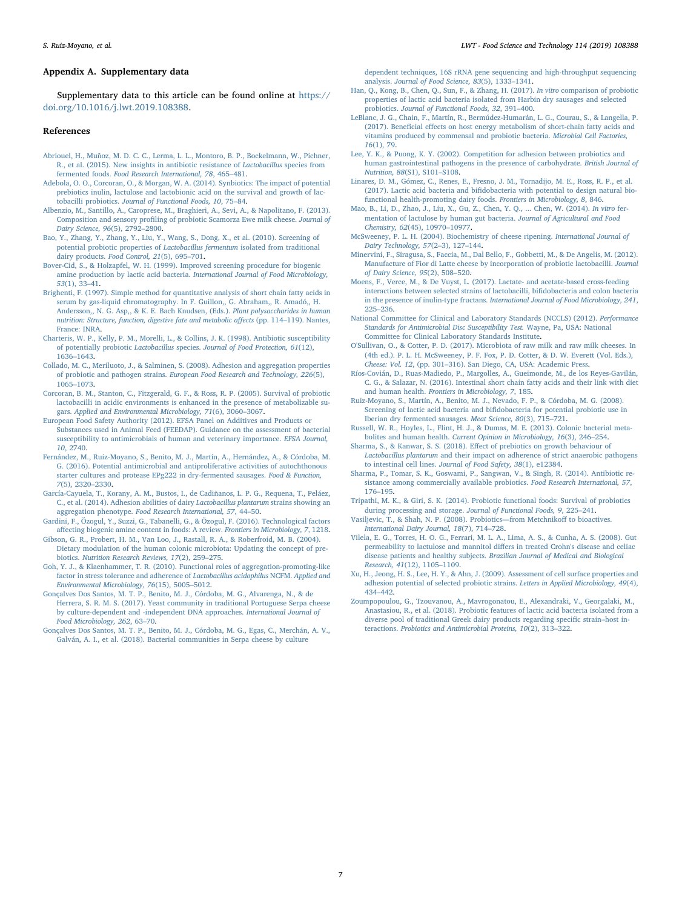## Appendix A. Supplementary data

Supplementary data to this article can be found online at https://doi.org/10.1016/j.lwt.2019.108388.

## References

Abriouel, H., Muñoz, M. D. C. C., Lerma, L. L., Montoro, B. P., Bockelmann, W., Pichner, R., et al. (2015). New insights in antibiotic resistance of *Lactobacillus* species from fermented foods. *Food Research International, 78*, 465–481.

Adebola, O. O., Corcoran, O., & Morgan, W. A. (2014). Synbiotics: The impact of potential prebiotics inulin, lactulose and lactobionic acid on the survival and growth of lactobacilli probiotics. *Journal of Functional Foods, 10*, 75–84.

Albenzio, M., Santillo, A., Caroprese, M., Braghieri, A., Sevi, A., & Napolitano, F. (2013). Composition and sensory profiling of probiotic Scamorza Ewe milk cheese. *Journal of Dairy Science, 96*(5), 2792–2800.

Bao, Y., Zhang, Y., Zhang, Y., Liu, Y., Wang, S., Dong, X., et al. (2010). Screening of potential probiotic properties of *Lactobacillus fermentum* isolated from traditional dairy products. *Food Control, 21*(5), 695–701.

Bover-Cid, S., & Holzapfel, W. H. (1999). Improved screening procedure for biogenic amine production by lactic acid bacteria. *International Journal of Food Microbiology, 53*(1), 33–41.

Brighenti, F. (1997). Simple method for quantitative analysis of short chain fatty acids in serum by gas-liquid chromatography. In F. Guillon,, G. Abraham,, R. Amadó,, H. Andersson,, N. G. Asp,, & K. E. Bach Knudsen, (Eds.). *Plant polysaccharides in human nutrition: Structure, function, digestive fate and metabolic affects* (pp. 114–119). Nantes, France: INRA.

Charteris, W. P., Kelly, P. M., Morelli, L., & Collins, J. K. (1998). Antibiotic susceptibility of potentially probiotic *Lactobacillus* species. *Journal of Food Protection, 61*(12), 1636–1643.

Collado, M. C., Meriluoto, J., & Salminen, S. (2008). Adhesion and aggregation properties of probiotic and pathogen strains. *European Food Research and Technology, 226*(5), 1065–1073.

Corcoran, B. M., Stanton, C., Fitzgerald, G. F., & Ross, R. P. (2005). Survival of probiotic lactobacilli in acidic environments is enhanced in the presence of metabolizable sugars. *Applied and Environmental Microbiology, 71*(6), 3060–3067.

European Food Safety Authority (2012). EFSA Panel on Additives and Products or Substances used in Animal Feed (FEEDAP). Guidance on the assessment of bacterial susceptibility to antimicrobials of human and veterinary importance. *EFSA Journal, 10*, 2740.

Fernández, M., Ruiz-Moyano, S., Benito, M. J., Martín, A., Hernández, A., & Córdoba, M. G. (2016). Potential antimicrobial and antiproliferative activities of autochthonous starter cultures and protease EPg222 in dry-fermented sausages. *Food & Function, 7*(5), 2320–2330.

García-Cayuela, T., Korany, A. M., Bustos, I., de Cadiñanos, L. P. G., Requena, T., Peláez, C., et al. (2014). Adhesion abilities of dairy *Lactobacillus plantarum* strains showing an aggregation phenotype. *Food Research International, 57*, 44–50.

Gardini, F., Özogul, Y., Suzzi, G., Tabanelli, G., & Özogul, F. (2016). Technological factors affecting biogenic amine content in foods: A review. *Frontiers in Microbiology, 7*, 1218.

Gibson, G. R., Probert, H. M., Van Loo, J., Rastall, R. A., & Roberfroid, M. B. (2004). Dietary modulation of the human colonic microbiota: Updating the concept of prebiotics. *Nutrition Research Reviews, 17*(2), 259–275.

Goh, Y. J., & Klaenhammer, T. R. (2010). Functional roles of aggregation-promoting-like factor in stress tolerance and adherence of *Lactobacillus acidophilus* NCFM. *Applied and Environmental Microbiology, 76*(15), 5005–5012.

Gonçalves Dos Santos, M. T. P., Benito, M. J., Córdoba, M. G., Alvarenga, N., & de Herrera, S. R. M. S. (2017). Yeast community in traditional Portuguese Serpa cheese by culture-dependent and -independent DNA approaches. *International Journal of Food Microbiology, 262*, 63–70.

Gonçalves Dos Santos, M. T. P., Benito, M. J., Córdoba, M. G., Egas, C., Merchán, A. V., Galván, A. I., et al. (2018). Bacterial communities in Serpa cheese by culture dependent techniques, 16S rRNA gene sequencing and high-throughput sequencing analysis. *Journal of Food Science, 83*(5), 1333–1341.

Han, Q., Kong, B., Chen, Q., Sun, F., & Zhang, H. (2017). *In vitro* comparison of probiotic properties of lactic acid bacteria isolated from Harbin dry sausages and selected probiotics. *Journal of Functional Foods, 32*, 391–400.

LeBlanc, J. G., Chain, F., Martín, R., Bermúdez-Humarán, L. G., Courau, S., & Langella, P. (2017). Beneficial effects on host energy metabolism of short-chain fatty acids and vitamins produced by commensal and probiotic bacteria. *Microbial Cell Factories, 16*(1), 79.

Lee, Y. K., & Puong, K. Y. (2002). Competition for adhesion between probiotics and human gastrointestinal pathogens in the presence of carbohydrate. *British Journal of Nutrition, 88*(S1), S101–S108.

Linares, D. M., Gómez, C., Renes, E., Fresno, J. M., Tornadijo, M. E., Ross, R. P., et al. (2017). Lactic acid bacteria and bifidobacteria with potential to design natural biofunctional health-promoting dairy foods. *Frontiers in Microbiology, 8*, 846.

Mao, B., Li, D., Zhao, J., Liu, X., Gu, Z., Chen, Y. Q., ... Chen, W. (2014). *In vitro* fermentation of lactulose by human gut bacteria. *Journal of Agricultural and Food Chemistry, 62*(45), 10970–10977.

McSweeney, P. L. H. (2004). Biochemistry of cheese ripening. *International Journal of Dairy Technology, 57*(2–3), 127–144.

Minervini, F., Siragusa, S., Faccia, M., Dal Bello, F., Gobbetti, M., & De Angelis, M. (2012). Manufacture of Fior di Latte cheese by incorporation of probiotic lactobacilli. *Journal of Dairy Science, 95*(2), 508–520.

Moens, F., Verce, M., & De Vuyst, L. (2017). Lactate- and acetate-based cross-feeding interactions between selected strains of lactobacilli, bifidobacteria and colon bacteria in the presence of inulin-type fructans. *International Journal of Food Microbiology, 241*, 225–236.

National Committee for Clinical and Laboratory Standards (NCCLS) (2012). *Performance Standards for Antimicrobial Disc Susceptibility Test.* Wayne, Pa, USA: National Committee for Clinical Laboratory Standards Institute.

O'Sullivan, O., & Cotter, P. D. (2017). Microbiota of raw milk and raw milk cheeses. In (4th ed.). P. L. H. McSweeney, P. F. Fox, P. D. Cotter, & D. W. Everett (Vol. Eds.), *Cheese: Vol. 12*, (pp. 301–316). San Diego, CA, USA: Academic Press.

Ríos-Covián, D., Ruas-Madiedo, P., Margolles, A., Gueimonde, M., de los Reyes-Gavilán, C. G., & Salazar, N. (2016). Intestinal short chain fatty acids and their link with diet and human health. *Frontiers in Microbiology, 7*, 185.

Ruiz-Moyano, S., Martín, A., Benito, M. J., Nevado, F. P., & Córdoba, M. G. (2008). Screening of lactic acid bacteria and bifidobacteria for potential probiotic use in Iberian dry fermented sausages. *Meat Science, 80*(3), 715–721.

Russell, W. R., Hoyles, L., Flint, H. J., & Dumas, M. E. (2013). Colonic bacterial metabolites and human health. *Current Opinion in Microbiology, 16*(3), 246–254.

Sharma, S., & Kanwar, S. S. (2018). Effect of prebiotics on growth behaviour of *Lactobacillus plantarum* and their impact on adherence of strict anaerobic pathogens to intestinal cell lines. *Journal of Food Safety, 38*(1), e12384.

Sharma, P., Tomar, S. K., Goswami, P., Sangwan, V., & Singh, R. (2014). Antibiotic resistance among commercially available probiotics. *Food Research International, 57*, 176–195.

Tripathi, M. K., & Giri, S. K. (2014). Probiotic functional foods: Survival of probiotics during processing and storage. *Journal of Functional Foods, 9*, 225–241.

Vasiljevic, T., & Shah, N. P. (2008). Probiotics—from Metchnikoff to bioactives. *International Dairy Journal, 18*(7), 714–728.

Vilela, E. G., Torres, H. O. G., Ferrari, M. L. A., Lima, A. S., & Cunha, A. S. (2008). Gut permeability to lactulose and mannitol differs in treated Crohn's disease and celiac disease patients and healthy subjects. *Brazilian Journal of Medical and Biological Research, 41*(12), 1105–1109.

Xu, H., Jeong, H. S., Lee, H. Y., & Ahn, J. (2009). Assessment of cell surface properties and adhesion potential of selected probiotic strains. *Letters in Applied Microbiology, 49*(4), 434–442.

Zoumpopoulou, G., Tzouvanou, A., Mavrogonatou, E., Alexandraki, V., Georgalaki, M., Anastasiou, R., et al. (2018). Probiotic features of lactic acid bacteria isolated from a diverse pool of traditional Greek dairy products regarding specific strain–host interactions. *Probiotics and Antimicrobial Proteins, 10*(2), 313–322.